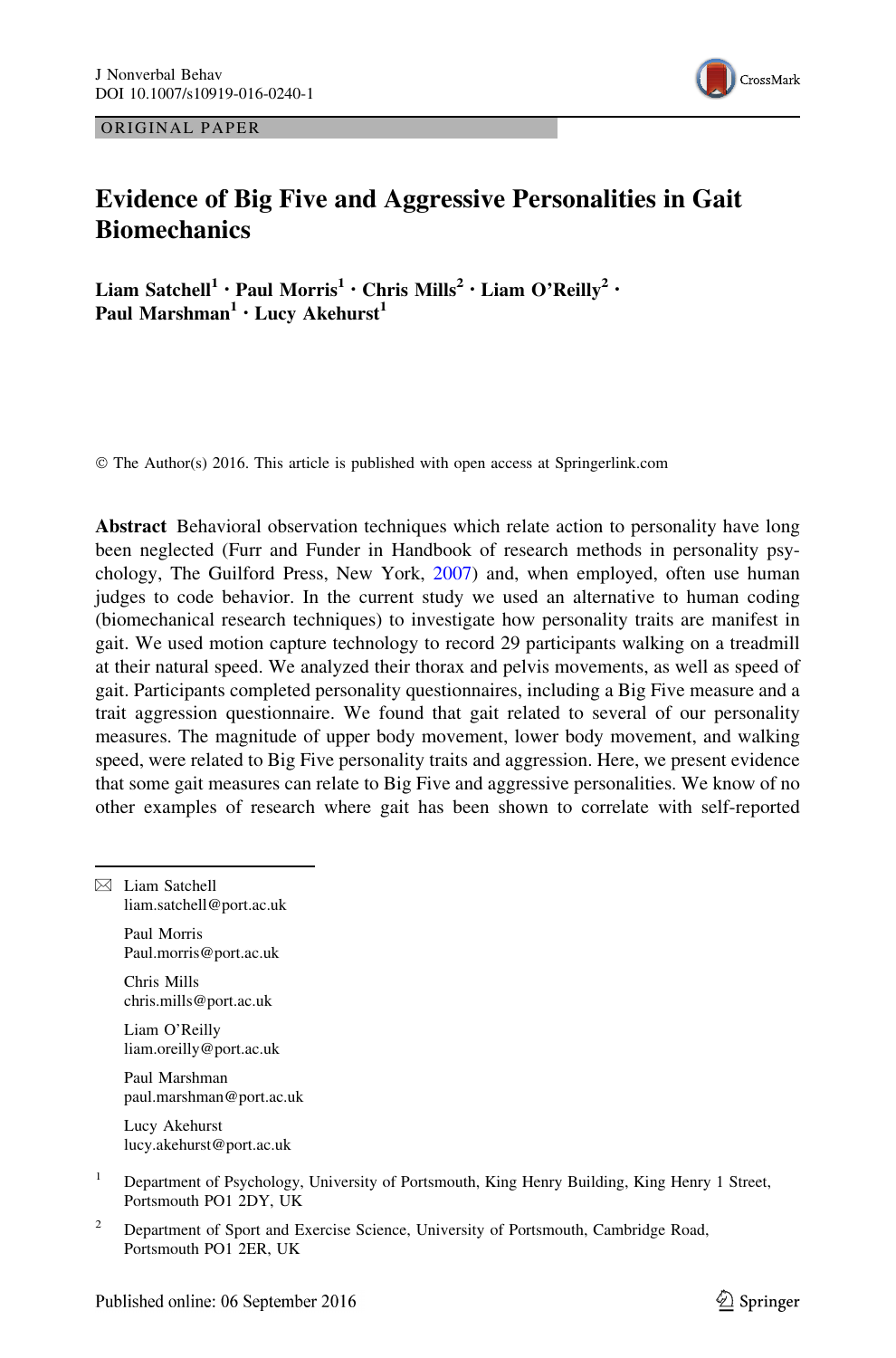ORIGINAL PAPER

# Evidence of Big Five and Aggressive Personalities in Gait Biomechanics

**Liam Satchell[1] · Paul Morris[1] · Chris Mills[2] · Liam O'Reilly[2] · Paul Marshman[1] · Lucy Akehurst[1]**

© The Author(s) 2016. This article is published with open access at Springerlink.com

**Abstract** Behavioral observation techniques which relate action to personality have long been neglected (Furr and Funder in Handbook of research methods in personality psychology, The Guilford Press, New York, 2007) and, when employed, often use human judges to code behavior. In the current study we used an alternative to human coding (biomechanical research techniques) to investigate how personality traits are manifest in gait. We used motion capture technology to record 29 participants walking on a treadmill at their natural speed. We analyzed their thorax and pelvis movements, as well as speed of gait. Participants completed personality questionnaires, including a Big Five measure and a trait aggression questionnaire. We found that gait related to several of our personality measures. The magnitude of upper body movement, lower body movement, and walking speed, were related to Big Five personality traits and aggression. Here, we present evidence that some gait measures can relate to Big Five and aggressive personalities. We know of no other examples of research where gait has been shown to correlate with self-reported

---

✉ Liam Satchell
liam.satchell@port.ac.uk

Paul Morris
Paul.morris@port.ac.uk

Chris Mills
chris.mills@port.ac.uk

Liam O'Reilly
liam.oreilly@port.ac.uk

Paul Marshman
paul.marshman@port.ac.uk

Lucy Akehurst
lucy.akehurst@port.ac.uk

[1] Department of Psychology, University of Portsmouth, King Henry Building, King Henry 1 Street, Portsmouth PO1 2DY, UK

[2] Department of Sport and Exercise Science, University of Portsmouth, Cambridge Road, Portsmouth PO1 2ER, UK

Published online: 06 September 2016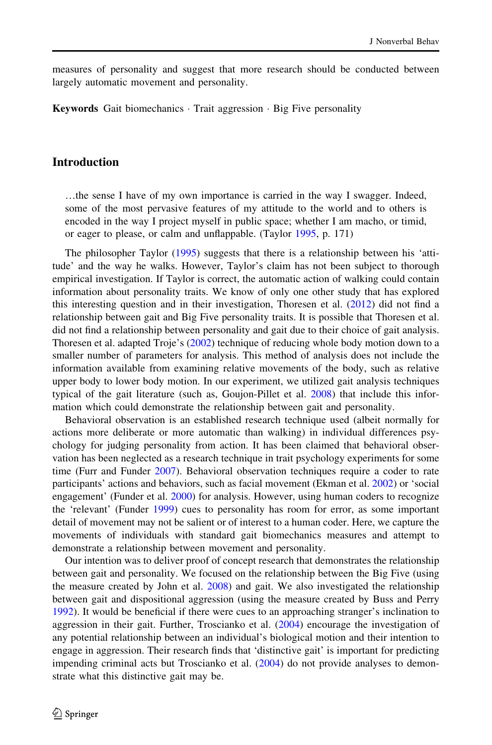measures of personality and suggest that more research should be conducted between largely automatic movement and personality.

**Keywords** Gait biomechanics · Trait aggression · Big Five personality

## Introduction

> …the sense I have of my own importance is carried in the way I swagger. Indeed, some of the most pervasive features of my attitude to the world and to others is encoded in the way I project myself in public space; whether I am macho, or timid, or eager to please, or calm and unflappable. (Taylor 1995, p. 171)

The philosopher Taylor (1995) suggests that there is a relationship between his 'attitude' and the way he walks. However, Taylor's claim has not been subject to thorough empirical investigation. If Taylor is correct, the automatic action of walking could contain information about personality traits. We know of only one other study that has explored this interesting question and in their investigation, Thoresen et al. (2012) did not find a relationship between gait and Big Five personality traits. It is possible that Thoresen et al. did not find a relationship between personality and gait due to their choice of gait analysis. Thoresen et al. adapted Troje's (2002) technique of reducing whole body motion down to a smaller number of parameters for analysis. This method of analysis does not include the information available from examining relative movements of the body, such as relative upper body to lower body motion. In our experiment, we utilized gait analysis techniques typical of the gait literature (such as, Goujon-Pillet et al. 2008) that include this information which could demonstrate the relationship between gait and personality.

Behavioral observation is an established research technique used (albeit normally for actions more deliberate or more automatic than walking) in individual differences psychology for judging personality from action. It has been claimed that behavioral observation has been neglected as a research technique in trait psychology experiments for some time (Furr and Funder 2007). Behavioral observation techniques require a coder to rate participants' actions and behaviors, such as facial movement (Ekman et al. 2002) or 'social engagement' (Funder et al. 2000) for analysis. However, using human coders to recognize the 'relevant' (Funder 1999) cues to personality has room for error, as some important detail of movement may not be salient or of interest to a human coder. Here, we capture the movements of individuals with standard gait biomechanics measures and attempt to demonstrate a relationship between movement and personality.

Our intention was to deliver proof of concept research that demonstrates the relationship between gait and personality. We focused on the relationship between the Big Five (using the measure created by John et al. 2008) and gait. We also investigated the relationship between gait and dispositional aggression (using the measure created by Buss and Perry 1992). It would be beneficial if there were cues to an approaching stranger's inclination to aggression in their gait. Further, Troscianko et al. (2004) encourage the investigation of any potential relationship between an individual's biological motion and their intention to engage in aggression. Their research finds that 'distinctive gait' is important for predicting impending criminal acts but Troscianko et al. (2004) do not provide analyses to demonstrate what this distinctive gait may be.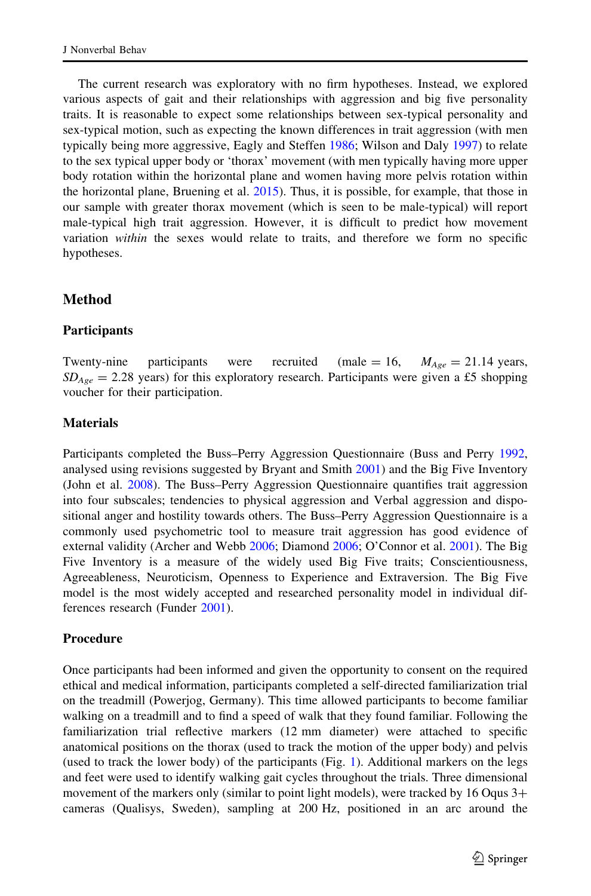The current research was exploratory with no firm hypotheses. Instead, we explored various aspects of gait and their relationships with aggression and big five personality traits. It is reasonable to expect some relationships between sex-typical personality and sex-typical motion, such as expecting the known differences in trait aggression (with men typically being more aggressive, Eagly and Steffen 1986; Wilson and Daly 1997) to relate to the sex typical upper body or 'thorax' movement (with men typically having more upper body rotation within the horizontal plane and women having more pelvis rotation within the horizontal plane, Bruening et al. 2015). Thus, it is possible, for example, that those in our sample with greater thorax movement (which is seen to be male-typical) will report male-typical high trait aggression. However, it is difficult to predict how movement variation *within* the sexes would relate to traits, and therefore we form no specific hypotheses.

## Method

### Participants

Twenty-nine participants were recruited (male = 16, $M_{Age} = 21.14$ years, $SD_{Age} = 2.28$ years) for this exploratory research. Participants were given a £5 shopping voucher for their participation.

### Materials

Participants completed the Buss–Perry Aggression Questionnaire (Buss and Perry 1992, analysed using revisions suggested by Bryant and Smith 2001) and the Big Five Inventory (John et al. 2008). The Buss–Perry Aggression Questionnaire quantifies trait aggression into four subscales; tendencies to physical aggression and Verbal aggression and dispositional anger and hostility towards others. The Buss–Perry Aggression Questionnaire is a commonly used psychometric tool to measure trait aggression has good evidence of external validity (Archer and Webb 2006; Diamond 2006; O'Connor et al. 2001). The Big Five Inventory is a measure of the widely used Big Five traits; Conscientiousness, Agreeableness, Neuroticism, Openness to Experience and Extraversion. The Big Five model is the most widely accepted and researched personality model in individual differences research (Funder 2001).

### Procedure

Once participants had been informed and given the opportunity to consent on the required ethical and medical information, participants completed a self-directed familiarization trial on the treadmill (Powerjog, Germany). This time allowed participants to become familiar walking on a treadmill and to find a speed of walk that they found familiar. Following the familiarization trial reflective markers (12 mm diameter) were attached to specific anatomical positions on the thorax (used to track the motion of the upper body) and pelvis (used to track the lower body) of the participants (Fig. 1). Additional markers on the legs and feet were used to identify walking gait cycles throughout the trials. Three dimensional movement of the markers only (similar to point light models), were tracked by 16 Oqus 3+ cameras (Qualisys, Sweden), sampling at 200 Hz, positioned in an arc around the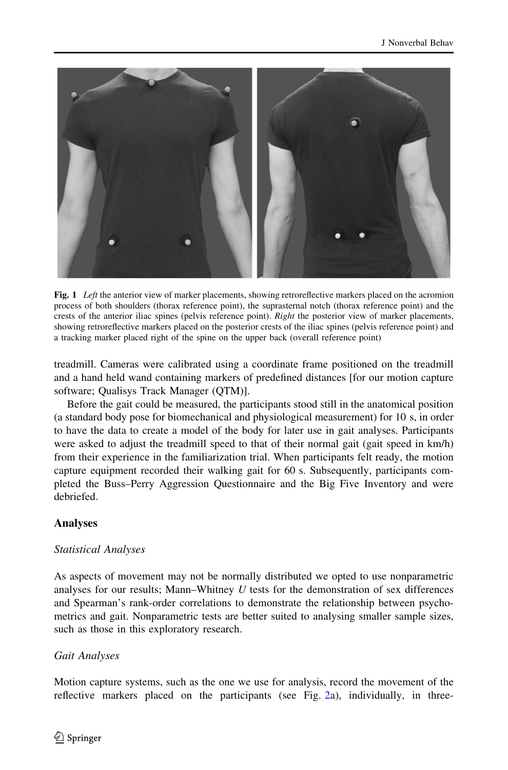**Fig. 1** *Left* the anterior view of marker placements, showing retroreflective markers placed on the acromion process of both shoulders (thorax reference point), the suprasternal notch (thorax reference point) and the crests of the anterior iliac spines (pelvis reference point). *Right* the posterior view of marker placements, showing retroreflective markers placed on the posterior crests of the iliac spines (pelvis reference point) and a tracking marker placed right of the spine on the upper back (overall reference point)

treadmill. Cameras were calibrated using a coordinate frame positioned on the treadmill and a hand held wand containing markers of predefined distances [for our motion capture software; Qualisys Track Manager (QTM)].

Before the gait could be measured, the participants stood still in the anatomical position (a standard body pose for biomechanical and physiological measurement) for 10 s, in order to have the data to create a model of the body for later use in gait analyses. Participants were asked to adjust the treadmill speed to that of their normal gait (gait speed in km/h) from their experience in the familiarization trial. When participants felt ready, the motion capture equipment recorded their walking gait for 60 s. Subsequently, participants completed the Buss–Perry Aggression Questionnaire and the Big Five Inventory and were debriefed.

## Analyses

### *Statistical Analyses*

As aspects of movement may not be normally distributed we opted to use nonparametric analyses for our results; Mann–Whitney *U* tests for the demonstration of sex differences and Spearman's rank-order correlations to demonstrate the relationship between psychometrics and gait. Nonparametric tests are better suited to analysing smaller sample sizes, such as those in this exploratory research.

### *Gait Analyses*

Motion capture systems, such as the one we use for analysis, record the movement of the reflective markers placed on the participants (see Fig. 2a), individually, in three-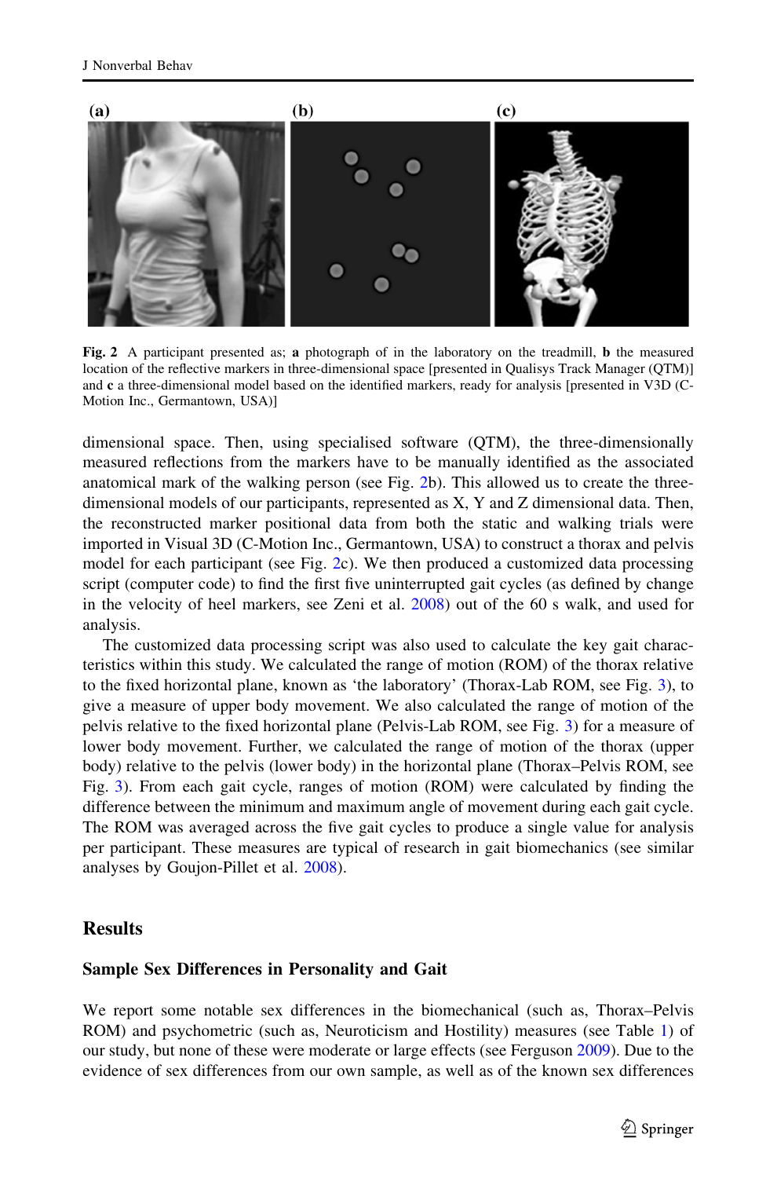**Fig. 2** A participant presented as; **a** photograph of in the laboratory on the treadmill, **b** the measured location of the reflective markers in three-dimensional space [presented in Qualisys Track Manager (QTM)] and **c** a three-dimensional model based on the identified markers, ready for analysis [presented in V3D (C-Motion Inc., Germantown, USA)]

dimensional space. Then, using specialised software (QTM), the three-dimensionally measured reflections from the markers have to be manually identified as the associated anatomical mark of the walking person (see Fig. 2b). This allowed us to create the three-dimensional models of our participants, represented as X, Y and Z dimensional data. Then, the reconstructed marker positional data from both the static and walking trials were imported in Visual 3D (C-Motion Inc., Germantown, USA) to construct a thorax and pelvis model for each participant (see Fig. 2c). We then produced a customized data processing script (computer code) to find the first five uninterrupted gait cycles (as defined by change in the velocity of heel markers, see Zeni et al. 2008) out of the 60 s walk, and used for analysis.

The customized data processing script was also used to calculate the key gait characteristics within this study. We calculated the range of motion (ROM) of the thorax relative to the fixed horizontal plane, known as 'the laboratory' (Thorax-Lab ROM, see Fig. 3), to give a measure of upper body movement. We also calculated the range of motion of the pelvis relative to the fixed horizontal plane (Pelvis-Lab ROM, see Fig. 3) for a measure of lower body movement. Further, we calculated the range of motion of the thorax (upper body) relative to the pelvis (lower body) in the horizontal plane (Thorax–Pelvis ROM, see Fig. 3). From each gait cycle, ranges of motion (ROM) were calculated by finding the difference between the minimum and maximum angle of movement during each gait cycle. The ROM was averaged across the five gait cycles to produce a single value for analysis per participant. These measures are typical of research in gait biomechanics (see similar analyses by Goujon-Pillet et al. 2008).

## Results

### Sample Sex Differences in Personality and Gait

We report some notable sex differences in the biomechanical (such as, Thorax–Pelvis ROM) and psychometric (such as, Neuroticism and Hostility) measures (see Table 1) of our study, but none of these were moderate or large effects (see Ferguson 2009). Due to the evidence of sex differences from our own sample, as well as of the known sex differences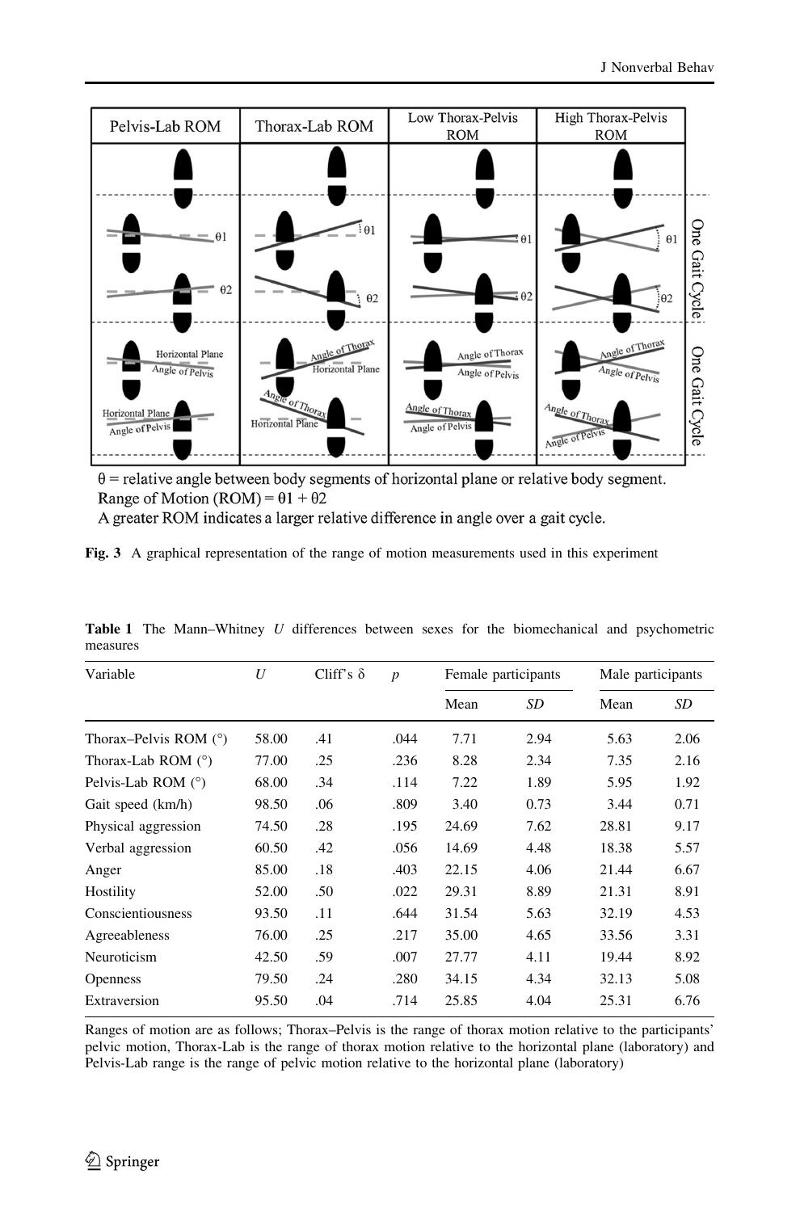θ = relative angle between body segments of horizontal plane or relative body segment.
Range of Motion (ROM) = $\theta 1 + \theta 2$
A greater ROM indicates a larger relative difference in angle over a gait cycle.

**Fig. 3** A graphical representation of the range of motion measurements used in this experiment

**Table 1** The Mann–Whitney *U* differences between sexes for the biomechanical and psychometric measures

| Variable | *U* | Cliff's δ | *p* | Female participants | | Male participants | |
|---|---|---|---|---|---|---|---|
| | | | | Mean | *SD* | Mean | *SD* |
| Thorax–Pelvis ROM (°) | 58.00 | .41 | .044 | 7.71 | 2.94 | 5.63 | 2.06 |
| Thorax-Lab ROM (°) | 77.00 | .25 | .236 | 8.28 | 2.34 | 7.35 | 2.16 |
| Pelvis-Lab ROM (°) | 68.00 | .34 | .114 | 7.22 | 1.89 | 5.95 | 1.92 |
| Gait speed (km/h) | 98.50 | .06 | .809 | 3.40 | 0.73 | 3.44 | 0.71 |
| Physical aggression | 74.50 | .28 | .195 | 24.69 | 7.62 | 28.81 | 9.17 |
| Verbal aggression | 60.50 | .42 | .056 | 14.69 | 4.48 | 18.38 | 5.57 |
| Anger | 85.00 | .18 | .403 | 22.15 | 4.06 | 21.44 | 6.67 |
| Hostility | 52.00 | .50 | .022 | 29.31 | 8.89 | 21.31 | 8.91 |
| Conscientiousness | 93.50 | .11 | .644 | 31.54 | 5.63 | 32.19 | 4.53 |
| Agreeableness | 76.00 | .25 | .217 | 35.00 | 4.65 | 33.56 | 3.31 |
| Neuroticism | 42.50 | .59 | .007 | 27.77 | 4.11 | 19.44 | 8.92 |
| Openness | 79.50 | .24 | .280 | 34.15 | 4.34 | 32.13 | 5.08 |
| Extraversion | 95.50 | .04 | .714 | 25.85 | 4.04 | 25.31 | 6.76 |

Ranges of motion are as follows; Thorax–Pelvis is the range of thorax motion relative to the participants' pelvic motion, Thorax-Lab is the range of thorax motion relative to the horizontal plane (laboratory) and Pelvis-Lab range is the range of pelvic motion relative to the horizontal plane (laboratory)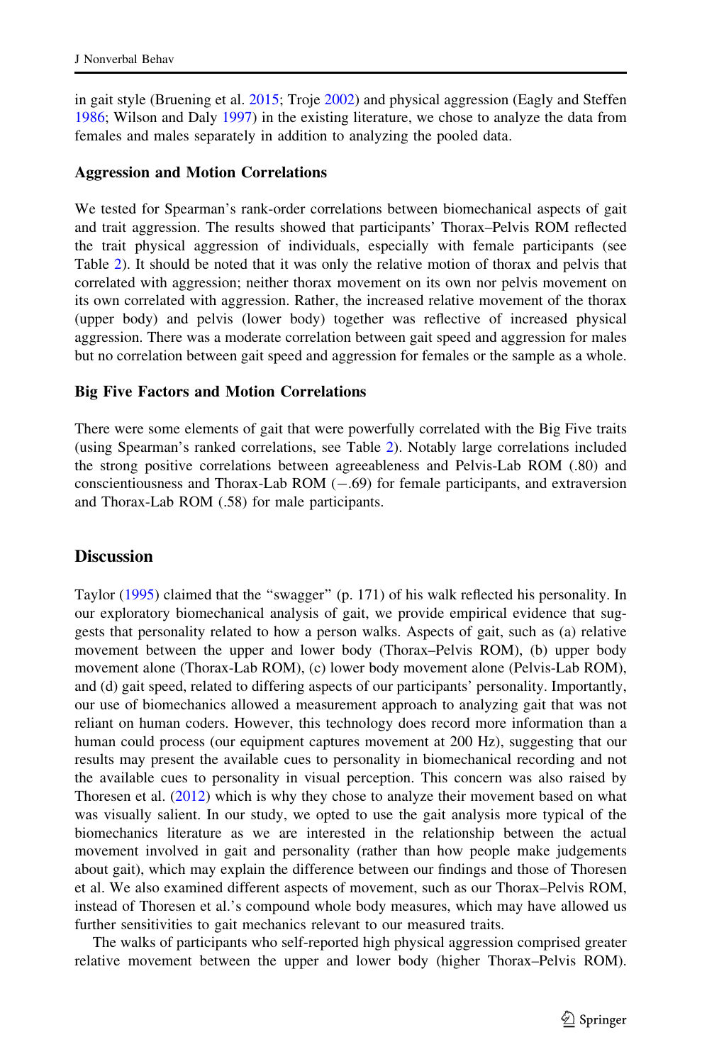in gait style (Bruening et al. 2015; Troje 2002) and physical aggression (Eagly and Steffen 1986; Wilson and Daly 1997) in the existing literature, we chose to analyze the data from females and males separately in addition to analyzing the pooled data.

### Aggression and Motion Correlations

We tested for Spearman's rank-order correlations between biomechanical aspects of gait and trait aggression. The results showed that participants' Thorax–Pelvis ROM reflected the trait physical aggression of individuals, especially with female participants (see Table 2). It should be noted that it was only the relative motion of thorax and pelvis that correlated with aggression; neither thorax movement on its own nor pelvis movement on its own correlated with aggression. Rather, the increased relative movement of the thorax (upper body) and pelvis (lower body) together was reflective of increased physical aggression. There was a moderate correlation between gait speed and aggression for males but no correlation between gait speed and aggression for females or the sample as a whole.

### Big Five Factors and Motion Correlations

There were some elements of gait that were powerfully correlated with the Big Five traits (using Spearman's ranked correlations, see Table 2). Notably large correlations included the strong positive correlations between agreeableness and Pelvis-Lab ROM (.80) and conscientiousness and Thorax-Lab ROM (−.69) for female participants, and extraversion and Thorax-Lab ROM (.58) for male participants.

## Discussion

Taylor (1995) claimed that the "swagger" (p. 171) of his walk reflected his personality. In our exploratory biomechanical analysis of gait, we provide empirical evidence that suggests that personality related to how a person walks. Aspects of gait, such as (a) relative movement between the upper and lower body (Thorax–Pelvis ROM), (b) upper body movement alone (Thorax-Lab ROM), (c) lower body movement alone (Pelvis-Lab ROM), and (d) gait speed, related to differing aspects of our participants' personality. Importantly, our use of biomechanics allowed a measurement approach to analyzing gait that was not reliant on human coders. However, this technology does record more information than a human could process (our equipment captures movement at 200 Hz), suggesting that our results may present the available cues to personality in biomechanical recording and not the available cues to personality in visual perception. This concern was also raised by Thoresen et al. (2012) which is why they chose to analyze their movement based on what was visually salient. In our study, we opted to use the gait analysis more typical of the biomechanics literature as we are interested in the relationship between the actual movement involved in gait and personality (rather than how people make judgements about gait), which may explain the difference between our findings and those of Thoresen et al. We also examined different aspects of movement, such as our Thorax–Pelvis ROM, instead of Thoresen et al.'s compound whole body measures, which may have allowed us further sensitivities to gait mechanics relevant to our measured traits.

The walks of participants who self-reported high physical aggression comprised greater relative movement between the upper and lower body (higher Thorax–Pelvis ROM).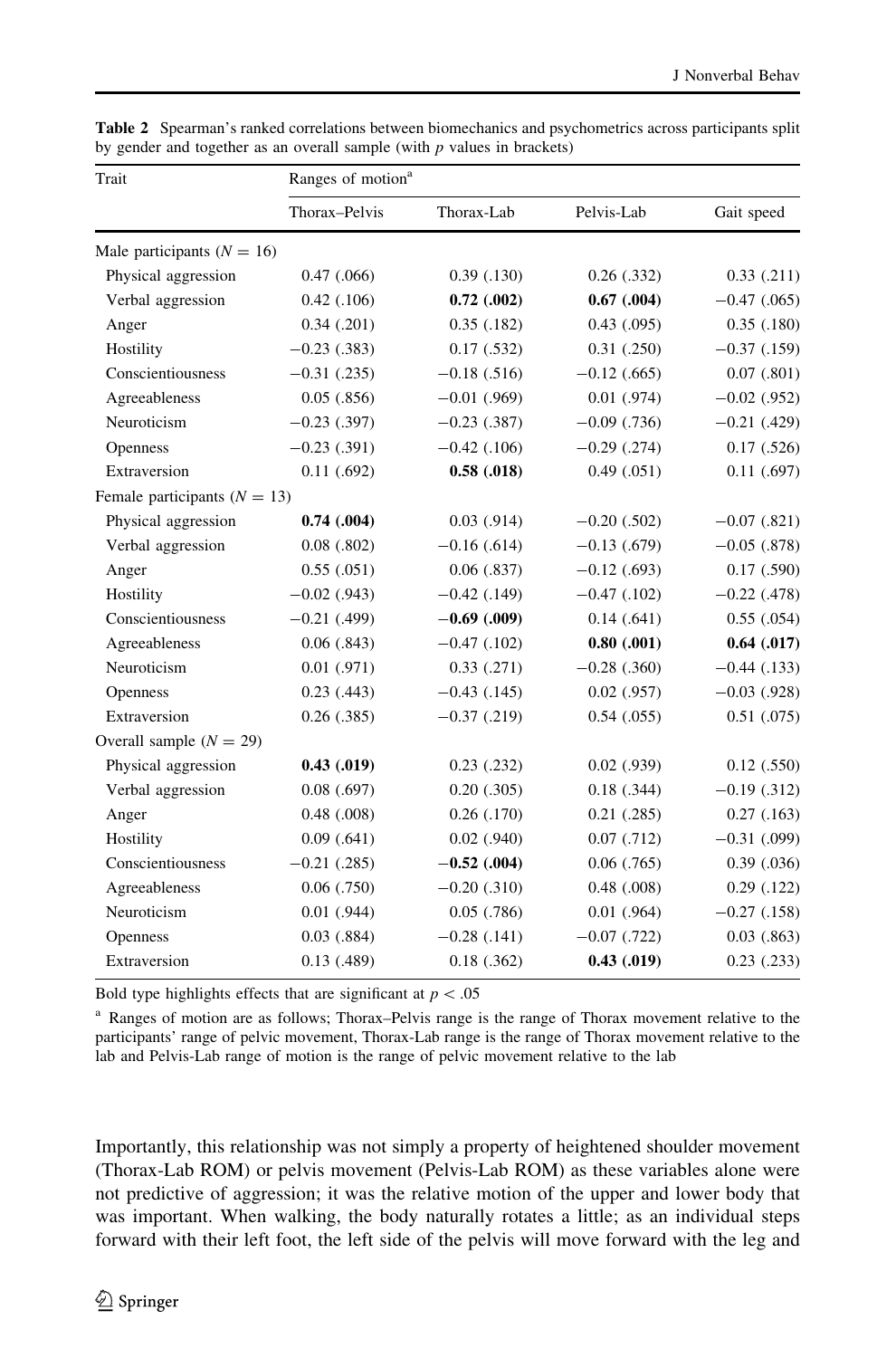**Table 2** Spearman's ranked correlations between biomechanics and psychometrics across participants split by gender and together as an overall sample (with *p* values in brackets)

| Trait | Ranges of motion[a] | | | |
|---|---|---|---|---|
| | Thorax–Pelvis | Thorax-Lab | Pelvis-Lab | Gait speed |
| Male participants ($N = 16$) | | | | |
| Physical aggression | 0.47 (.066) | 0.39 (.130) | 0.26 (.332) | 0.33 (.211) |
| Verbal aggression | 0.42 (.106) | **0.72 (.002)** | **0.67 (.004)** | −0.47 (.065) |
| Anger | 0.34 (.201) | 0.35 (.182) | 0.43 (.095) | 0.35 (.180) |
| Hostility | −0.23 (.383) | 0.17 (.532) | 0.31 (.250) | −0.37 (.159) |
| Conscientiousness | −0.31 (.235) | −0.18 (.516) | −0.12 (.665) | 0.07 (.801) |
| Agreeableness | 0.05 (.856) | −0.01 (.969) | 0.01 (.974) | −0.02 (.952) |
| Neuroticism | −0.23 (.397) | −0.23 (.387) | −0.09 (.736) | −0.21 (.429) |
| Openness | −0.23 (.391) | −0.42 (.106) | −0.29 (.274) | 0.17 (.526) |
| Extraversion | 0.11 (.692) | **0.58 (.018)** | 0.49 (.051) | 0.11 (.697) |
| Female participants ($N = 13$) | | | | |
| Physical aggression | **0.74 (.004)** | 0.03 (.914) | −0.20 (.502) | −0.07 (.821) |
| Verbal aggression | 0.08 (.802) | −0.16 (.614) | −0.13 (.679) | −0.05 (.878) |
| Anger | 0.55 (.051) | 0.06 (.837) | −0.12 (.693) | 0.17 (.590) |
| Hostility | −0.02 (.943) | −0.42 (.149) | −0.47 (.102) | −0.22 (.478) |
| Conscientiousness | −0.21 (.499) | **−0.69 (.009)** | 0.14 (.641) | 0.55 (.054) |
| Agreeableness | 0.06 (.843) | −0.47 (.102) | **0.80 (.001)** | **0.64 (.017)** |
| Neuroticism | 0.01 (.971) | 0.33 (.271) | −0.28 (.360) | −0.44 (.133) |
| Openness | 0.23 (.443) | −0.43 (.145) | 0.02 (.957) | −0.03 (.928) |
| Extraversion | 0.26 (.385) | −0.37 (.219) | 0.54 (.055) | 0.51 (.075) |
| Overall sample ($N = 29$) | | | | |
| Physical aggression | **0.43 (.019)** | 0.23 (.232) | 0.02 (.939) | 0.12 (.550) |
| Verbal aggression | 0.08 (.697) | 0.20 (.305) | 0.18 (.344) | −0.19 (.312) |
| Anger | 0.48 (.008) | 0.26 (.170) | 0.21 (.285) | 0.27 (.163) |
| Hostility | 0.09 (.641) | 0.02 (.940) | 0.07 (.712) | −0.31 (.099) |
| Conscientiousness | −0.21 (.285) | **−0.52 (.004)** | 0.06 (.765) | 0.39 (.036) |
| Agreeableness | 0.06 (.750) | −0.20 (.310) | 0.48 (.008) | 0.29 (.122) |
| Neuroticism | 0.01 (.944) | 0.05 (.786) | 0.01 (.964) | −0.27 (.158) |
| Openness | 0.03 (.884) | −0.28 (.141) | −0.07 (.722) | 0.03 (.863) |
| Extraversion | 0.13 (.489) | 0.18 (.362) | **0.43 (.019)** | 0.23 (.233) |

Bold type highlights effects that are significant at $p < .05$

[a] Ranges of motion are as follows; Thorax–Pelvis range is the range of Thorax movement relative to the participants' range of pelvic movement, Thorax-Lab range is the range of Thorax movement relative to the lab and Pelvis-Lab range of motion is the range of pelvic movement relative to the lab

Importantly, this relationship was not simply a property of heightened shoulder movement (Thorax-Lab ROM) or pelvis movement (Pelvis-Lab ROM) as these variables alone were not predictive of aggression; it was the relative motion of the upper and lower body that was important. When walking, the body naturally rotates a little; as an individual steps forward with their left foot, the left side of the pelvis will move forward with the leg and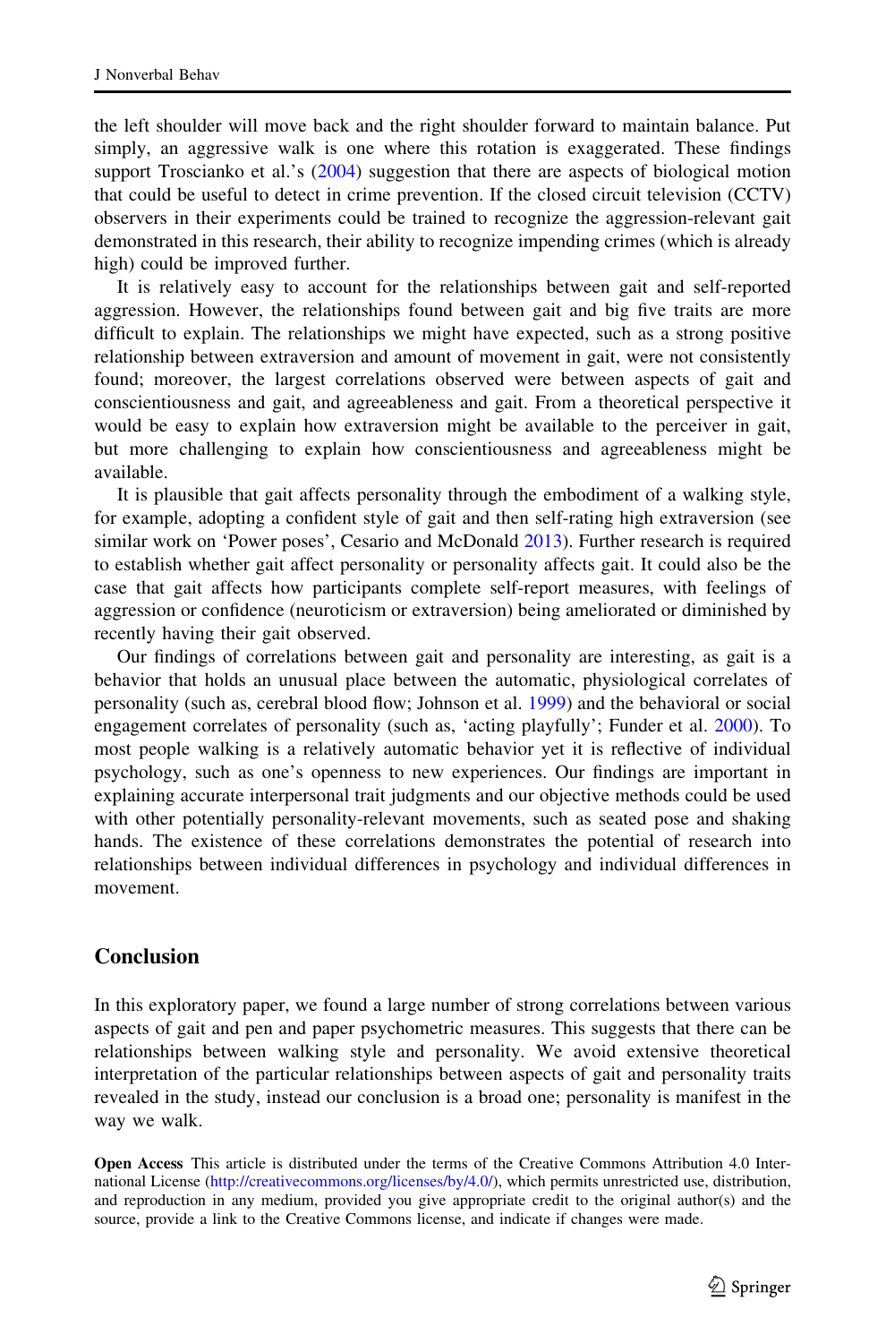the left shoulder will move back and the right shoulder forward to maintain balance. Put simply, an aggressive walk is one where this rotation is exaggerated. These findings support Troscianko et al.'s (2004) suggestion that there are aspects of biological motion that could be useful to detect in crime prevention. If the closed circuit television (CCTV) observers in their experiments could be trained to recognize the aggression-relevant gait demonstrated in this research, their ability to recognize impending crimes (which is already high) could be improved further.

It is relatively easy to account for the relationships between gait and self-reported aggression. However, the relationships found between gait and big five traits are more difficult to explain. The relationships we might have expected, such as a strong positive relationship between extraversion and amount of movement in gait, were not consistently found; moreover, the largest correlations observed were between aspects of gait and conscientiousness and gait, and agreeableness and gait. From a theoretical perspective it would be easy to explain how extraversion might be available to the perceiver in gait, but more challenging to explain how conscientiousness and agreeableness might be available.

It is plausible that gait affects personality through the embodiment of a walking style, for example, adopting a confident style of gait and then self-rating high extraversion (see similar work on 'Power poses', Cesario and McDonald 2013). Further research is required to establish whether gait affect personality or personality affects gait. It could also be the case that gait affects how participants complete self-report measures, with feelings of aggression or confidence (neuroticism or extraversion) being ameliorated or diminished by recently having their gait observed.

Our findings of correlations between gait and personality are interesting, as gait is a behavior that holds an unusual place between the automatic, physiological correlates of personality (such as, cerebral blood flow; Johnson et al. 1999) and the behavioral or social engagement correlates of personality (such as, 'acting playfully'; Funder et al. 2000). To most people walking is a relatively automatic behavior yet it is reflective of individual psychology, such as one's openness to new experiences. Our findings are important in explaining accurate interpersonal trait judgments and our objective methods could be used with other potentially personality-relevant movements, such as seated pose and shaking hands. The existence of these correlations demonstrates the potential of research into relationships between individual differences in psychology and individual differences in movement.

## Conclusion

In this exploratory paper, we found a large number of strong correlations between various aspects of gait and pen and paper psychometric measures. This suggests that there can be relationships between walking style and personality. We avoid extensive theoretical interpretation of the particular relationships between aspects of gait and personality traits revealed in the study, instead our conclusion is a broad one; personality is manifest in the way we walk.

**Open Access** This article is distributed under the terms of the Creative Commons Attribution 4.0 International License (http://creativecommons.org/licenses/by/4.0/), which permits unrestricted use, distribution, and reproduction in any medium, provided you give appropriate credit to the original author(s) and the source, provide a link to the Creative Commons license, and indicate if changes were made.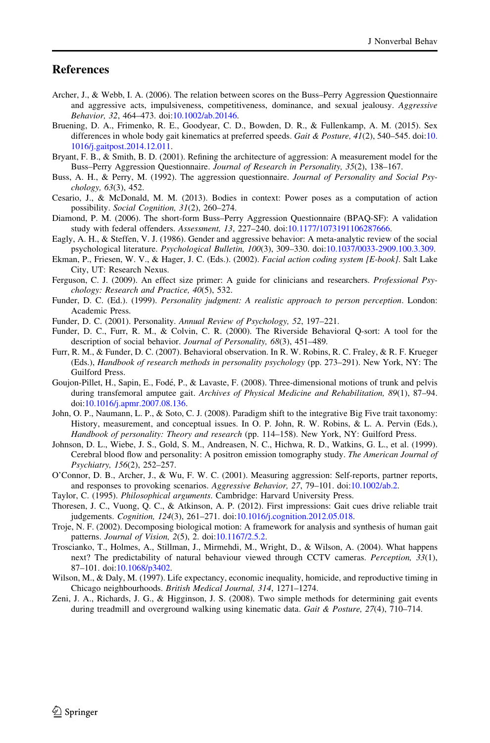## References

Archer, J., & Webb, I. A. (2006). The relation between scores on the Buss–Perry Aggression Questionnaire and aggressive acts, impulsiveness, competitiveness, dominance, and sexual jealousy. *Aggressive Behavior, 32*, 464–473. doi:10.1002/ab.20146.

Bruening, D. A., Frimenko, R. E., Goodyear, C. D., Bowden, D. R., & Fullenkamp, A. M. (2015). Sex differences in whole body gait kinematics at preferred speeds. *Gait & Posture, 41*(2), 540–545. doi:10.1016/j.gaitpost.2014.12.011.

Bryant, F. B., & Smith, B. D. (2001). Refining the architecture of aggression: A measurement model for the Buss–Perry Aggression Questionnaire. *Journal of Research in Personality, 35*(2), 138–167.

Buss, A. H., & Perry, M. (1992). The aggression questionnaire. *Journal of Personality and Social Psychology, 63*(3), 452.

Cesario, J., & McDonald, M. M. (2013). Bodies in context: Power poses as a computation of action possibility. *Social Cognition, 31*(2), 260–274.

Diamond, P. M. (2006). The short-form Buss–Perry Aggression Questionnaire (BPAQ-SF): A validation study with federal offenders. *Assessment, 13*, 227–240. doi:10.1177/1073191106287666.

Eagly, A. H., & Steffen, V. J. (1986). Gender and aggressive behavior: A meta-analytic review of the social psychological literature. *Psychological Bulletin, 100*(3), 309–330. doi:10.1037/0033-2909.100.3.309.

Ekman, P., Friesen, W. V., & Hager, J. C. (Eds.). (2002). *Facial action coding system [E-book]*. Salt Lake City, UT: Research Nexus.

Ferguson, C. J. (2009). An effect size primer: A guide for clinicians and researchers. *Professional Psychology: Research and Practice, 40*(5), 532.

Funder, D. C. (Ed.). (1999). *Personality judgment: A realistic approach to person perception*. London: Academic Press.

Funder, D. C. (2001). Personality. *Annual Review of Psychology, 52*, 197–221.

Funder, D. C., Furr, R. M., & Colvin, C. R. (2000). The Riverside Behavioral Q-sort: A tool for the description of social behavior. *Journal of Personality, 68*(3), 451–489.

Furr, R. M., & Funder, D. C. (2007). Behavioral observation. In R. W. Robins, R. C. Fraley, & R. F. Krueger (Eds.), *Handbook of research methods in personality psychology* (pp. 273–291). New York, NY: The Guilford Press.

Goujon-Pillet, H., Sapin, E., Fodé, P., & Lavaste, F. (2008). Three-dimensional motions of trunk and pelvis during transfemoral amputee gait. *Archives of Physical Medicine and Rehabilitation, 89*(1), 87–94. doi:10.1016/j.apmr.2007.08.136.

John, O. P., Naumann, L. P., & Soto, C. J. (2008). Paradigm shift to the integrative Big Five trait taxonomy: History, measurement, and conceptual issues. In O. P. John, R. W. Robins, & L. A. Pervin (Eds.), *Handbook of personality: Theory and research* (pp. 114–158). New York, NY: Guilford Press.

Johnson, D. L., Wiebe, J. S., Gold, S. M., Andreasen, N. C., Hichwa, R. D., Watkins, G. L., et al. (1999). Cerebral blood flow and personality: A positron emission tomography study. *The American Journal of Psychiatry, 156*(2), 252–257.

O'Connor, D. B., Archer, J., & Wu, F. W. C. (2001). Measuring aggression: Self-reports, partner reports, and responses to provoking scenarios. *Aggressive Behavior, 27*, 79–101. doi:10.1002/ab.2.

Taylor, C. (1995). *Philosophical arguments*. Cambridge: Harvard University Press.

Thoresen, J. C., Vuong, Q. C., & Atkinson, A. P. (2012). First impressions: Gait cues drive reliable trait judgements. *Cognition, 124*(3), 261–271. doi:10.1016/j.cognition.2012.05.018.

Troje, N. F. (2002). Decomposing biological motion: A framework for analysis and synthesis of human gait patterns. *Journal of Vision, 2*(5), 2. doi:10.1167/2.5.2.

Troscianko, T., Holmes, A., Stillman, J., Mirmehdi, M., Wright, D., & Wilson, A. (2004). What happens next? The predictability of natural behaviour viewed through CCTV cameras. *Perception, 33*(1), 87–101. doi:10.1068/p3402.

Wilson, M., & Daly, M. (1997). Life expectancy, economic inequality, homicide, and reproductive timing in Chicago neighbourhoods. *British Medical Journal, 314*, 1271–1274.

Zeni, J. A., Richards, J. G., & Higginson, J. S. (2008). Two simple methods for determining gait events during treadmill and overground walking using kinematic data. *Gait & Posture, 27*(4), 710–714.